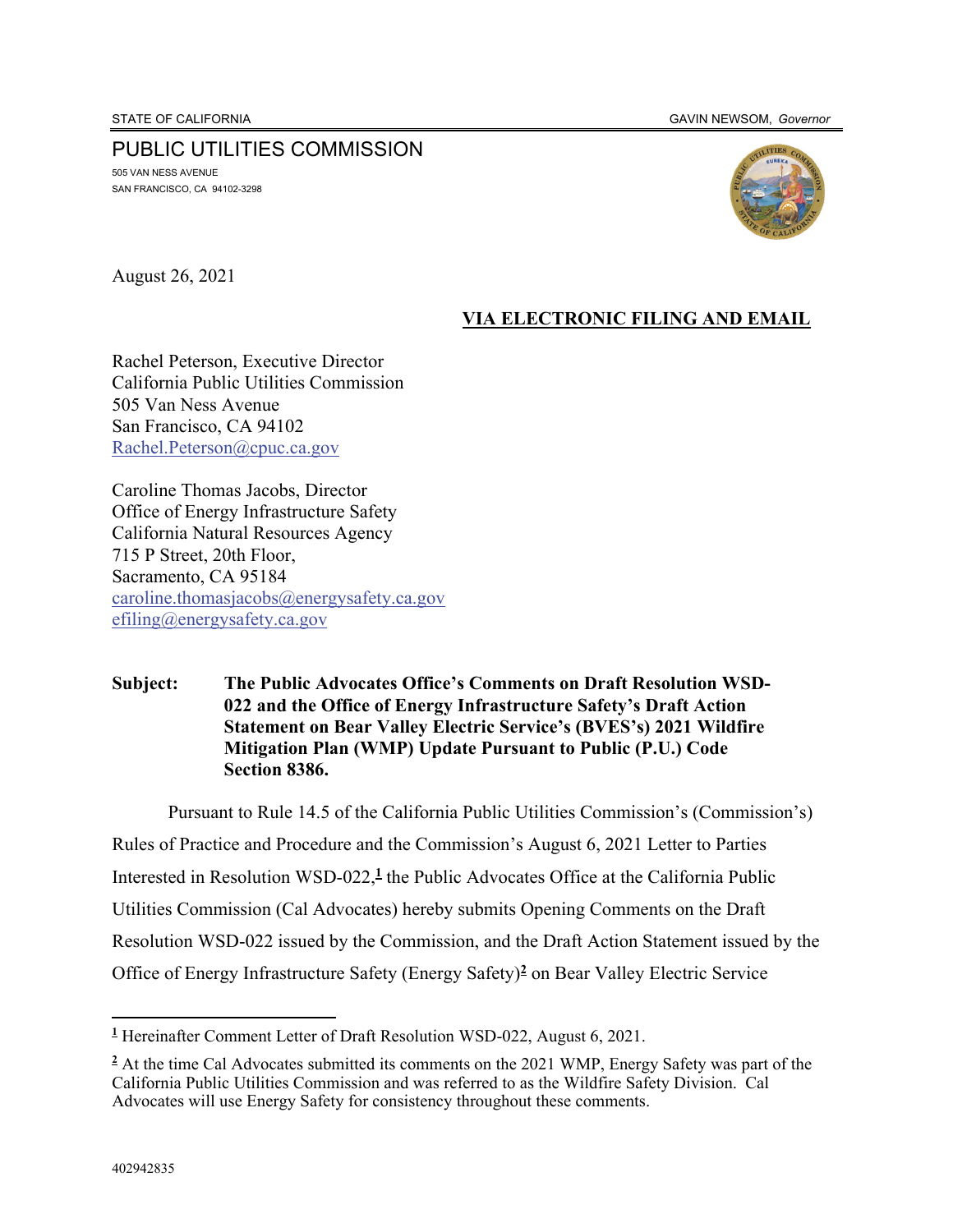STATE OF CALIFORNIA GAVIN NEWSOM, *Governor*

PUBLIC UTILITIES COMMISSION

505 VAN NESS AVENUE
SAN FRANCISCO, CA 94102-3298

August 26, 2021

**VIA ELECTRONIC FILING AND EMAIL**

Rachel Peterson, Executive Director
California Public Utilities Commission
505 Van Ness Avenue
San Francisco, CA 94102
Rachel.Peterson@cpuc.ca.gov

Caroline Thomas Jacobs, Director
Office of Energy Infrastructure Safety
California Natural Resources Agency
715 P Street, 20th Floor,
Sacramento, CA 95184
caroline.thomasjacobs@energysafety.ca.gov
efiling@energysafety.ca.gov

**Subject: The Public Advocates Office's Comments on Draft Resolution WSD-022 and the Office of Energy Infrastructure Safety's Draft Action Statement on Bear Valley Electric Service's (BVES's) 2021 Wildfire Mitigation Plan (WMP) Update Pursuant to Public (P.U.) Code Section 8386.**

Pursuant to Rule 14.5 of the California Public Utilities Commission's (Commission's) Rules of Practice and Procedure and the Commission's August 6, 2021 Letter to Parties Interested in Resolution WSD-022,[1] the Public Advocates Office at the California Public Utilities Commission (Cal Advocates) hereby submits Opening Comments on the Draft Resolution WSD-022 issued by the Commission, and the Draft Action Statement issued by the Office of Energy Infrastructure Safety (Energy Safety)[2] on Bear Valley Electric Service

[1] Hereinafter Comment Letter of Draft Resolution WSD-022, August 6, 2021.

[2] At the time Cal Advocates submitted its comments on the 2021 WMP, Energy Safety was part of the California Public Utilities Commission and was referred to as the Wildfire Safety Division. Cal Advocates will use Energy Safety for consistency throughout these comments.

402942835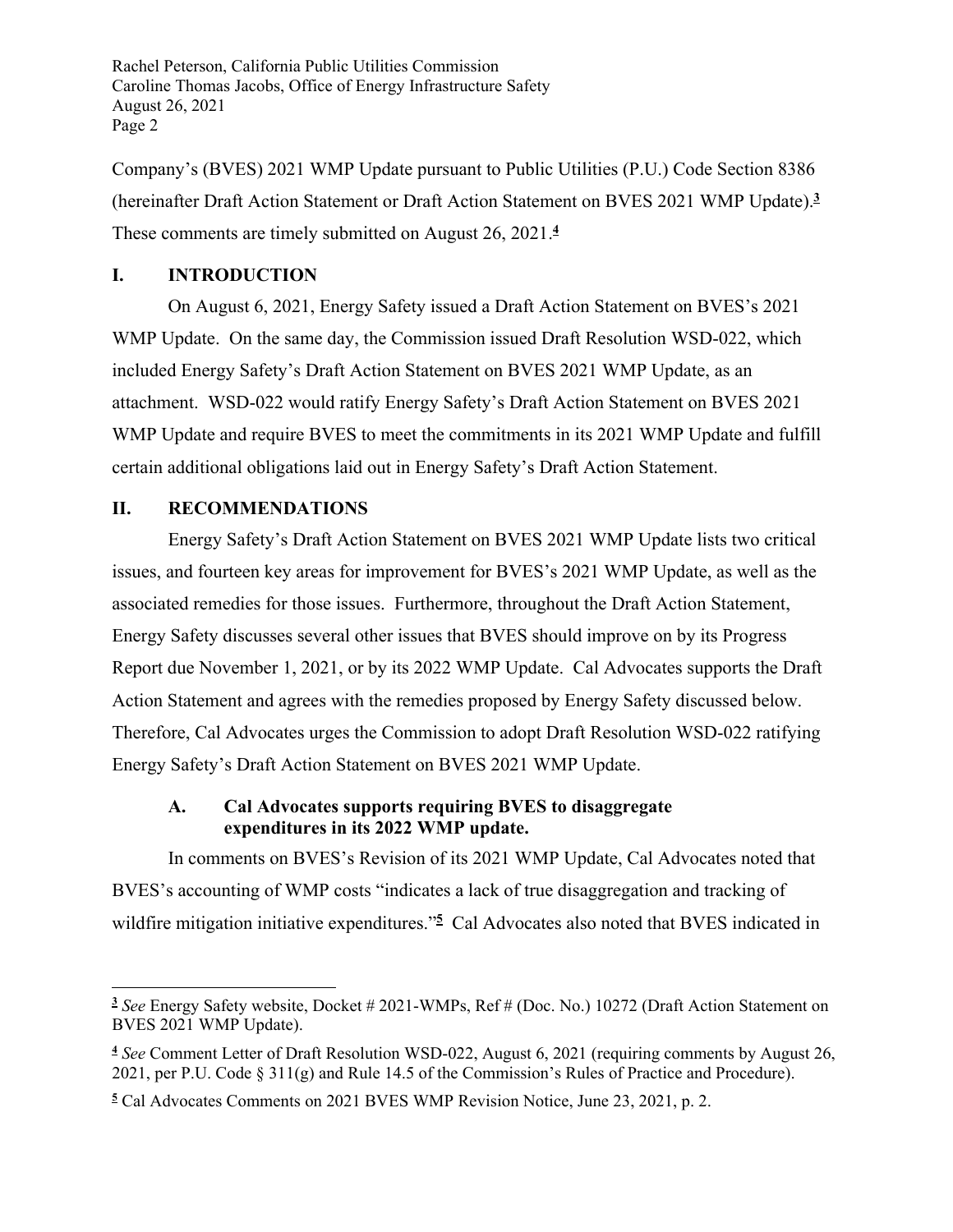Company's (BVES) 2021 WMP Update pursuant to Public Utilities (P.U.) Code Section 8386 (hereinafter Draft Action Statement or Draft Action Statement on BVES 2021 WMP Update).[3] These comments are timely submitted on August 26, 2021.[4]

## I. INTRODUCTION

On August 6, 2021, Energy Safety issued a Draft Action Statement on BVES's 2021 WMP Update. On the same day, the Commission issued Draft Resolution WSD-022, which included Energy Safety's Draft Action Statement on BVES 2021 WMP Update, as an attachment. WSD-022 would ratify Energy Safety's Draft Action Statement on BVES 2021 WMP Update and require BVES to meet the commitments in its 2021 WMP Update and fulfill certain additional obligations laid out in Energy Safety's Draft Action Statement.

## II. RECOMMENDATIONS

Energy Safety's Draft Action Statement on BVES 2021 WMP Update lists two critical issues, and fourteen key areas for improvement for BVES's 2021 WMP Update, as well as the associated remedies for those issues. Furthermore, throughout the Draft Action Statement, Energy Safety discusses several other issues that BVES should improve on by its Progress Report due November 1, 2021, or by its 2022 WMP Update. Cal Advocates supports the Draft Action Statement and agrees with the remedies proposed by Energy Safety discussed below. Therefore, Cal Advocates urges the Commission to adopt Draft Resolution WSD-022 ratifying Energy Safety's Draft Action Statement on BVES 2021 WMP Update.

### A. Cal Advocates supports requiring BVES to disaggregate expenditures in its 2022 WMP update.

In comments on BVES's Revision of its 2021 WMP Update, Cal Advocates noted that BVES's accounting of WMP costs "indicates a lack of true disaggregation and tracking of wildfire mitigation initiative expenditures."[5] Cal Advocates also noted that BVES indicated in

---

[3] *See* Energy Safety website, Docket # 2021-WMPs, Ref # (Doc. No.) 10272 (Draft Action Statement on BVES 2021 WMP Update).

[4] *See* Comment Letter of Draft Resolution WSD-022, August 6, 2021 (requiring comments by August 26, 2021, per P.U. Code § 311(g) and Rule 14.5 of the Commission's Rules of Practice and Procedure).

[5] Cal Advocates Comments on 2021 BVES WMP Revision Notice, June 23, 2021, p. 2.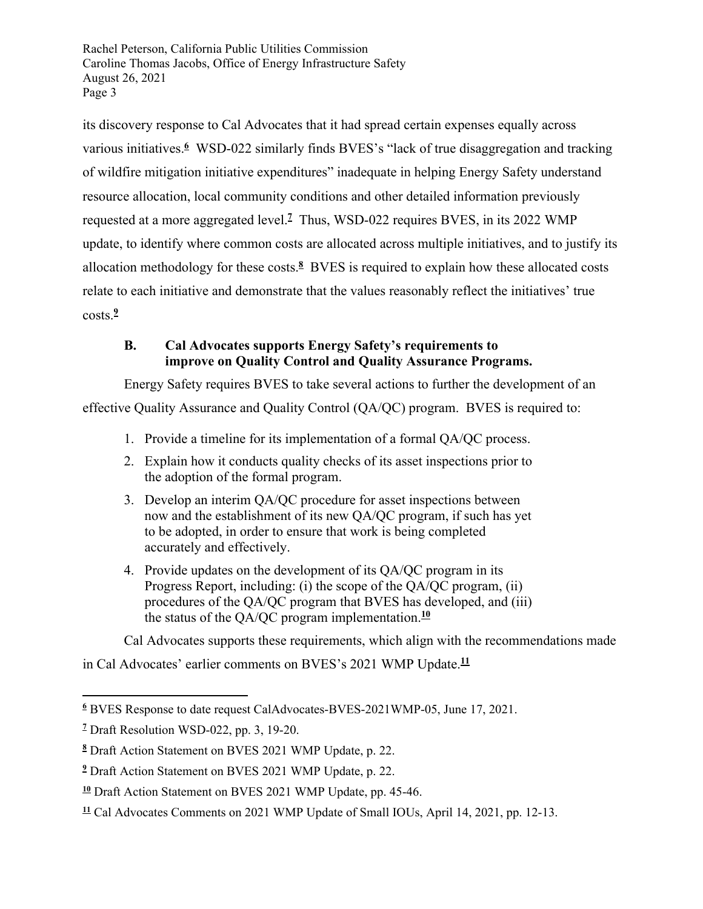its discovery response to Cal Advocates that it had spread certain expenses equally across various initiatives.[6] WSD-022 similarly finds BVES's "lack of true disaggregation and tracking of wildfire mitigation initiative expenditures" inadequate in helping Energy Safety understand resource allocation, local community conditions and other detailed information previously requested at a more aggregated level.[7] Thus, WSD-022 requires BVES, in its 2022 WMP update, to identify where common costs are allocated across multiple initiatives, and to justify its allocation methodology for these costs.[8] BVES is required to explain how these allocated costs relate to each initiative and demonstrate that the values reasonably reflect the initiatives' true costs.[9]

### B. Cal Advocates supports Energy Safety's requirements to improve on Quality Control and Quality Assurance Programs.

Energy Safety requires BVES to take several actions to further the development of an effective Quality Assurance and Quality Control (QA/QC) program. BVES is required to:

1. Provide a timeline for its implementation of a formal QA/QC process.
2. Explain how it conducts quality checks of its asset inspections prior to the adoption of the formal program.
3. Develop an interim QA/QC procedure for asset inspections between now and the establishment of its new QA/QC program, if such has yet to be adopted, in order to ensure that work is being completed accurately and effectively.
4. Provide updates on the development of its QA/QC program in its Progress Report, including: (i) the scope of the QA/QC program, (ii) procedures of the QA/QC program that BVES has developed, and (iii) the status of the QA/QC program implementation.[10]

Cal Advocates supports these requirements, which align with the recommendations made in Cal Advocates' earlier comments on BVES's 2021 WMP Update.[11]

---

[6] BVES Response to date request CalAdvocates-BVES-2021WMP-05, June 17, 2021.

[7] Draft Resolution WSD-022, pp. 3, 19-20.

[8] Draft Action Statement on BVES 2021 WMP Update, p. 22.

[9] Draft Action Statement on BVES 2021 WMP Update, p. 22.

[10] Draft Action Statement on BVES 2021 WMP Update, pp. 45-46.

[11] Cal Advocates Comments on 2021 WMP Update of Small IOUs, April 14, 2021, pp. 12-13.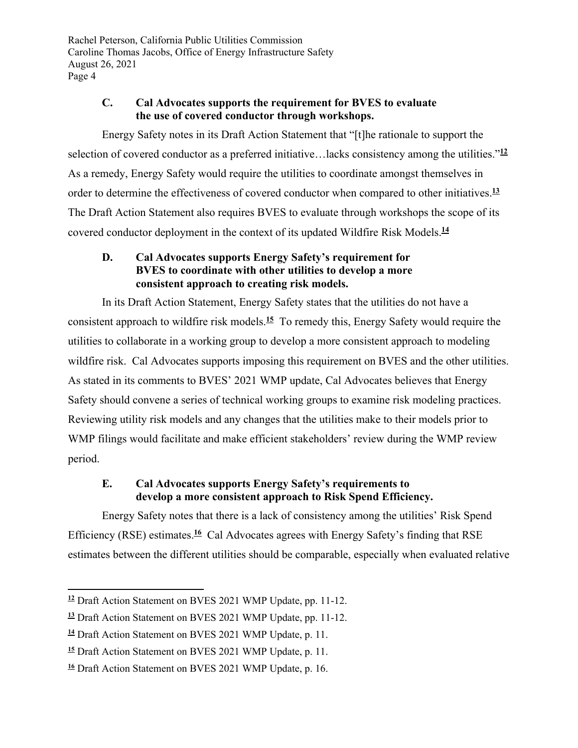### C. Cal Advocates supports the requirement for BVES to evaluate the use of covered conductor through workshops.

Energy Safety notes in its Draft Action Statement that "[t]he rationale to support the selection of covered conductor as a preferred initiative…lacks consistency among the utilities."[12] As a remedy, Energy Safety would require the utilities to coordinate amongst themselves in order to determine the effectiveness of covered conductor when compared to other initiatives.[13] The Draft Action Statement also requires BVES to evaluate through workshops the scope of its covered conductor deployment in the context of its updated Wildfire Risk Models.[14]

### D. Cal Advocates supports Energy Safety's requirement for BVES to coordinate with other utilities to develop a more consistent approach to creating risk models.

In its Draft Action Statement, Energy Safety states that the utilities do not have a consistent approach to wildfire risk models.[15] To remedy this, Energy Safety would require the utilities to collaborate in a working group to develop a more consistent approach to modeling wildfire risk. Cal Advocates supports imposing this requirement on BVES and the other utilities. As stated in its comments to BVES' 2021 WMP update, Cal Advocates believes that Energy Safety should convene a series of technical working groups to examine risk modeling practices. Reviewing utility risk models and any changes that the utilities make to their models prior to WMP filings would facilitate and make efficient stakeholders' review during the WMP review period.

### E. Cal Advocates supports Energy Safety's requirements to develop a more consistent approach to Risk Spend Efficiency.

Energy Safety notes that there is a lack of consistency among the utilities' Risk Spend Efficiency (RSE) estimates.[16] Cal Advocates agrees with Energy Safety's finding that RSE estimates between the different utilities should be comparable, especially when evaluated relative

---

[12] Draft Action Statement on BVES 2021 WMP Update, pp. 11-12.

[13] Draft Action Statement on BVES 2021 WMP Update, pp. 11-12.

[14] Draft Action Statement on BVES 2021 WMP Update, p. 11.

[15] Draft Action Statement on BVES 2021 WMP Update, p. 11.

[16] Draft Action Statement on BVES 2021 WMP Update, p. 16.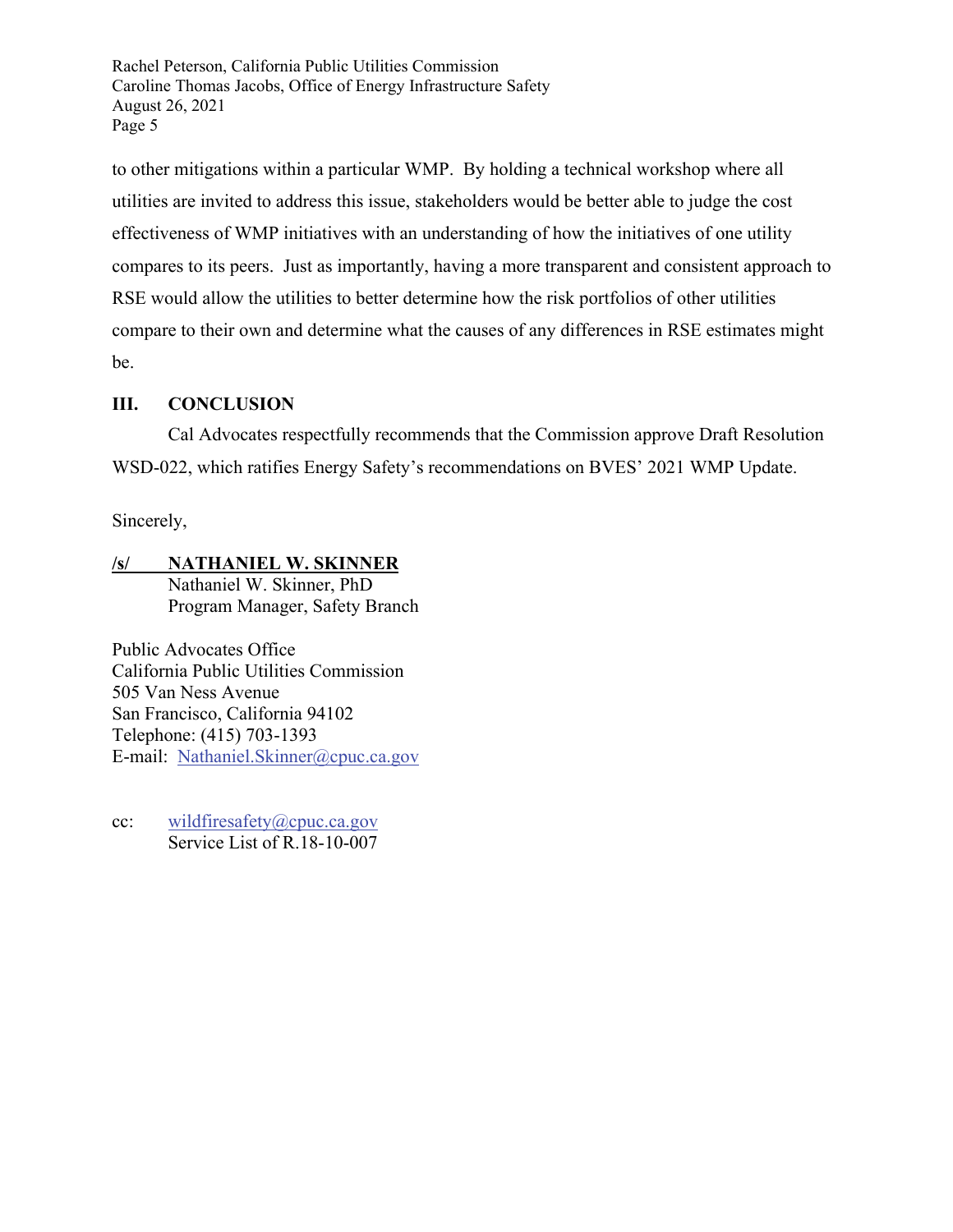to other mitigations within a particular WMP. By holding a technical workshop where all utilities are invited to address this issue, stakeholders would be better able to judge the cost effectiveness of WMP initiatives with an understanding of how the initiatives of one utility compares to its peers. Just as importantly, having a more transparent and consistent approach to RSE would allow the utilities to better determine how the risk portfolios of other utilities compare to their own and determine what the causes of any differences in RSE estimates might be.

## III. CONCLUSION

Cal Advocates respectfully recommends that the Commission approve Draft Resolution WSD-022, which ratifies Energy Safety's recommendations on BVES' 2021 WMP Update.

Sincerely,

**/s/ NATHANIEL W. SKINNER**
Nathaniel W. Skinner, PhD
Program Manager, Safety Branch

Public Advocates Office
California Public Utilities Commission
505 Van Ness Avenue
San Francisco, California 94102
Telephone: (415) 703-1393
E-mail: Nathaniel.Skinner@cpuc.ca.gov

cc: wildfiresafety@cpuc.ca.gov
Service List of R.18-10-007